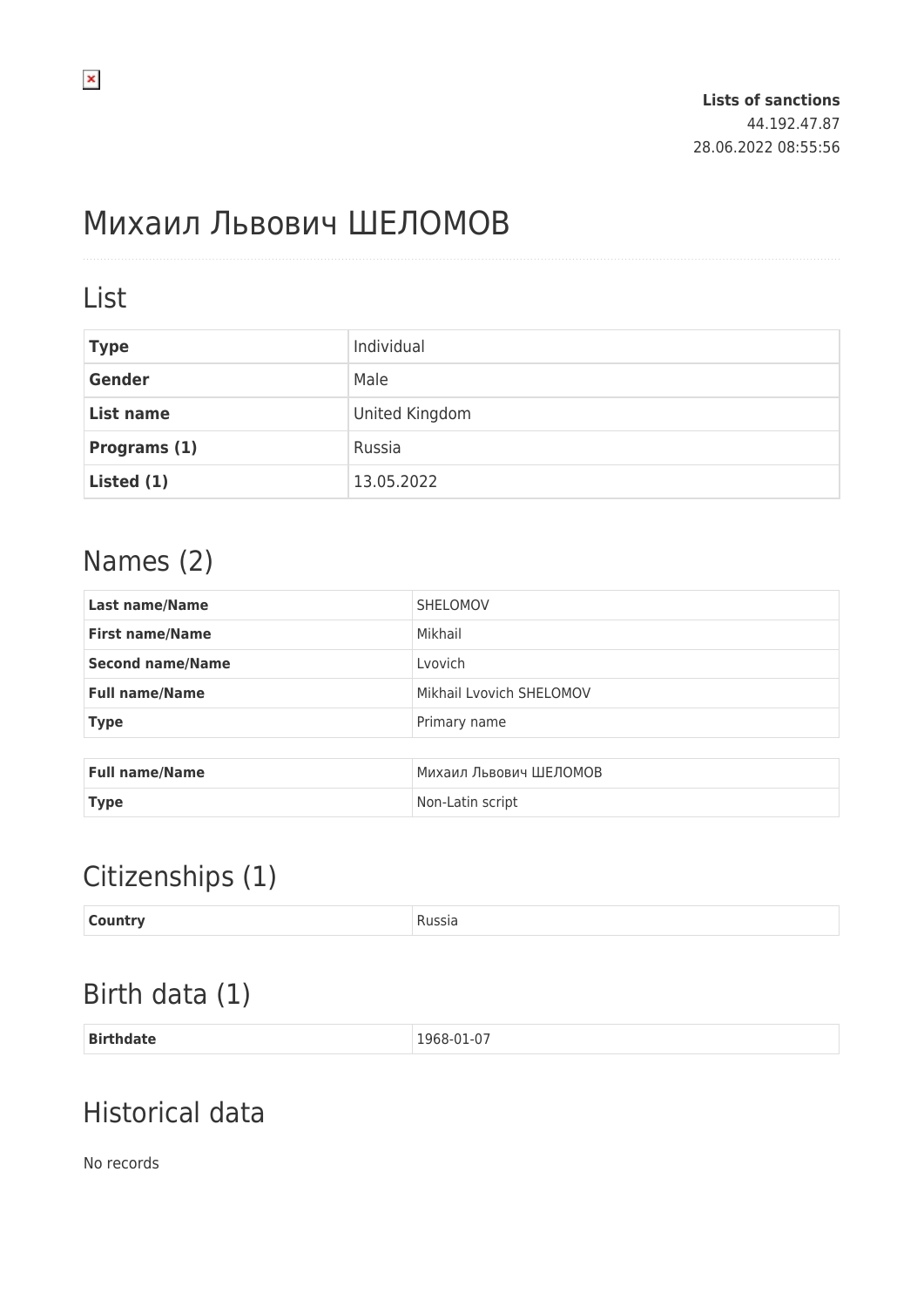**Lists of sanctions**
44.192.47.87
28.06.2022 08:55:56

# Михаил Львович ШЕЛОМОВ

## List

| **Type** | Individual |
|---|---|
| **Gender** | Male |
| **List name** | United Kingdom |
| **Programs (1)** | Russia |
| **Listed (1)** | 13.05.2022 |

## Names (2)

| **Last name/Name** | SHELOMOV |
|---|---|
| **First name/Name** | Mikhail |
| **Second name/Name** | Lvovich |
| **Full name/Name** | Mikhail Lvovich SHELOMOV |
| **Type** | Primary name |

| **Full name/Name** | Михаил Львович ШЕЛОМОВ |
|---|---|
| **Type** | Non-Latin script |

## Citizenships (1)

| **Country** | Russia |
|---|---|

## Birth data (1)

| **Birthdate** | 1968-01-07 |
|---|---|

## Historical data

No records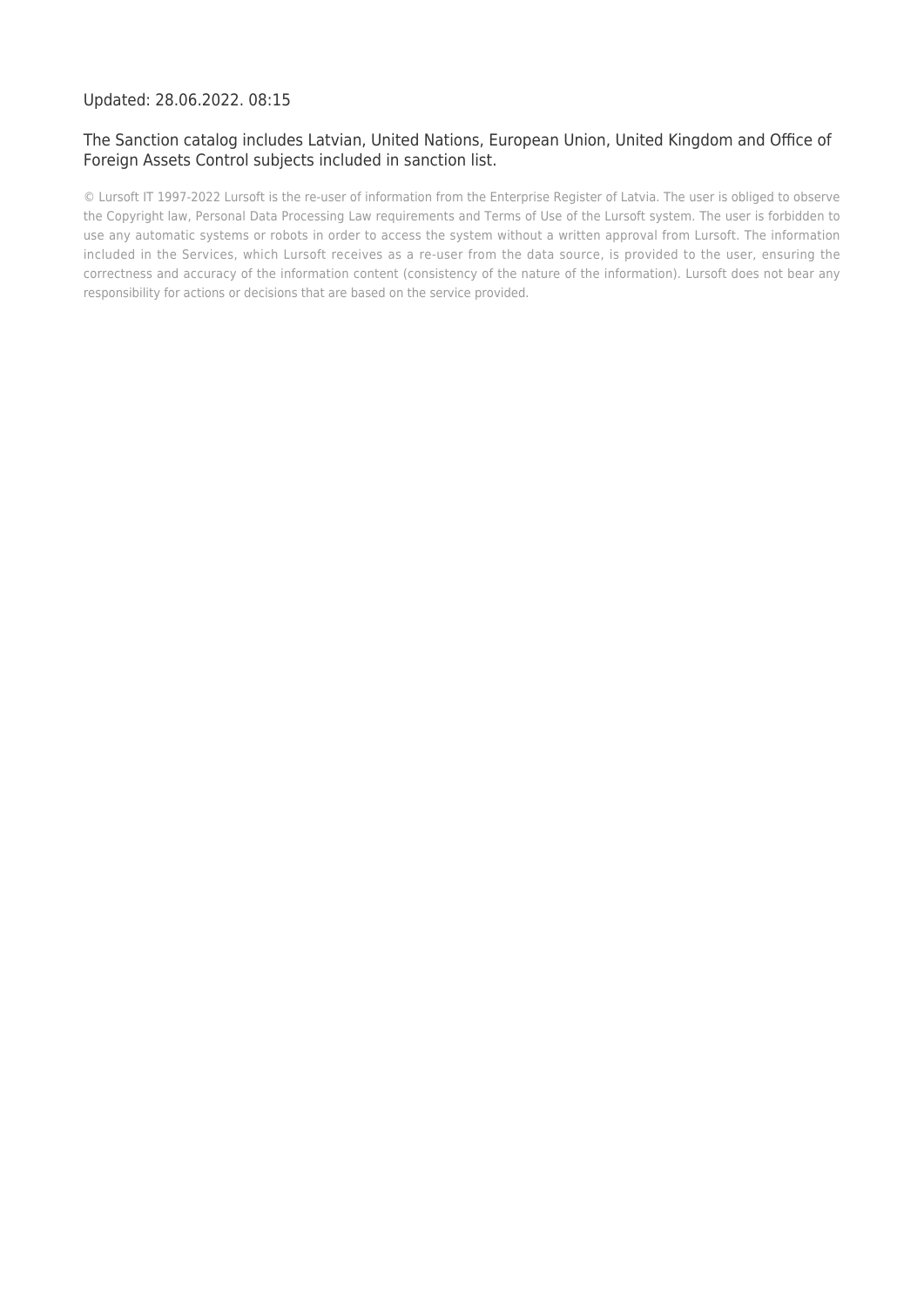Updated: 28.06.2022. 08:15

The Sanction catalog includes Latvian, United Nations, European Union, United Kingdom and Office of Foreign Assets Control subjects included in sanction list.

© Lursoft IT 1997-2022 Lursoft is the re-user of information from the Enterprise Register of Latvia. The user is obliged to observe the Copyright law, Personal Data Processing Law requirements and Terms of Use of the Lursoft system. The user is forbidden to use any automatic systems or robots in order to access the system without a written approval from Lursoft. The information included in the Services, which Lursoft receives as a re-user from the data source, is provided to the user, ensuring the correctness and accuracy of the information content (consistency of the nature of the information). Lursoft does not bear any responsibility for actions or decisions that are based on the service provided.